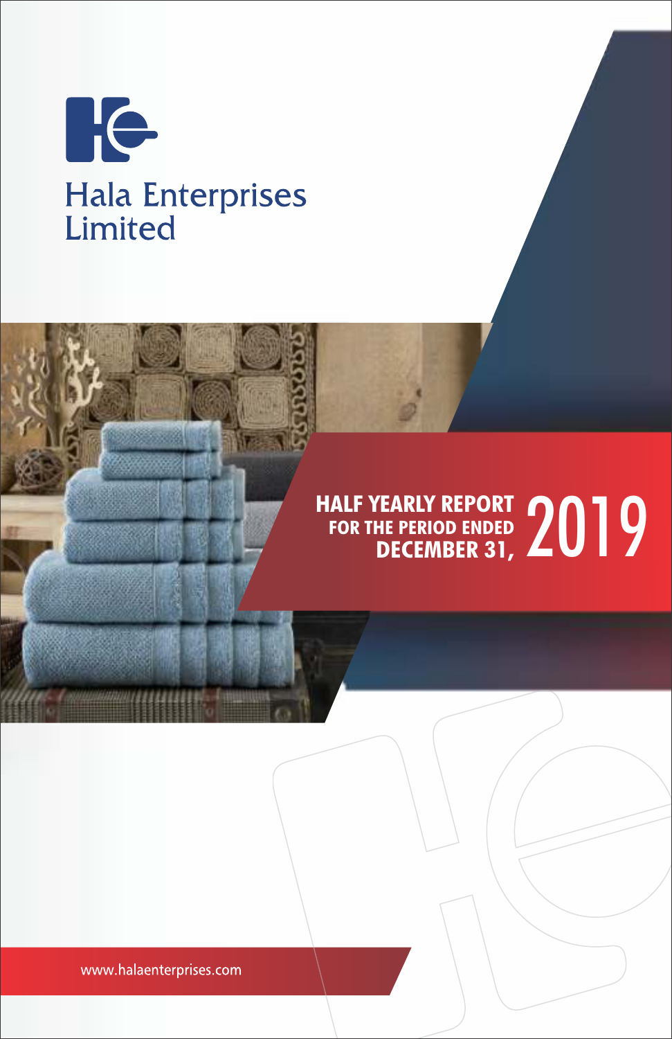# Hala Enterprises Limited

## HALF YEARLY REPORT FOR THE PERIOD ENDED DECEMBER 31, 2019

www.halaenterprises.com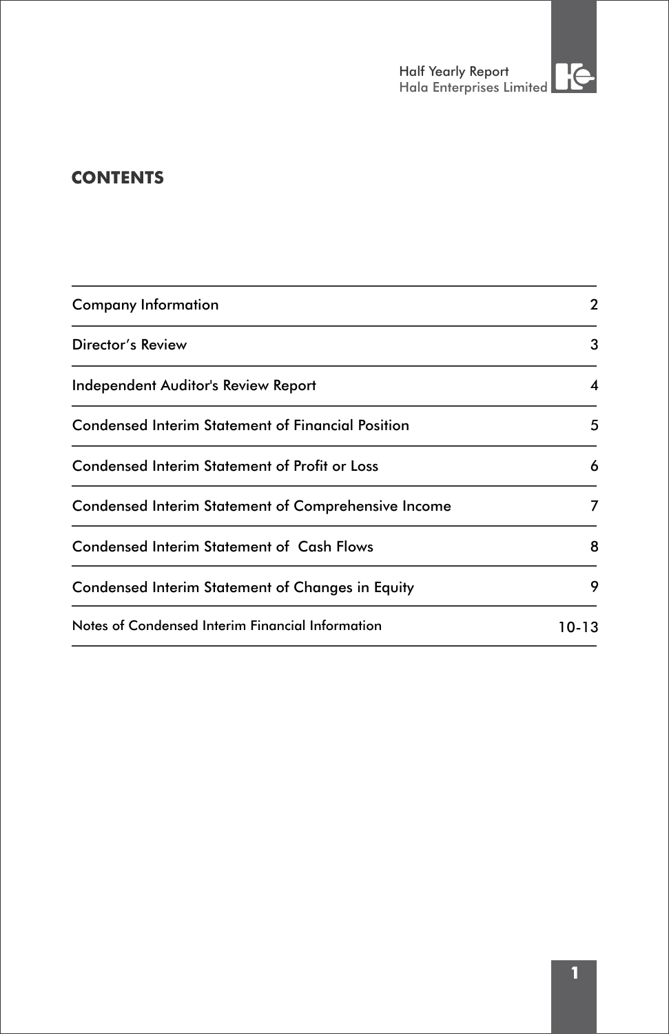# CONTENTS

| | |
|---|---|
| Company Information | 2 |
| Director’s Review | 3 |
| Independent Auditor's Review Report | 4 |
| Condensed Interim Statement of Financial Position | 5 |
| Condensed Interim Statement of Profit or Loss | 6 |
| Condensed Interim Statement of Comprehensive Income | 7 |
| Condensed Interim Statement of  Cash Flows | 8 |
| Condensed Interim Statement of Changes in Equity | 9 |
| Notes of Condensed Interim Financial Information | 10-13 |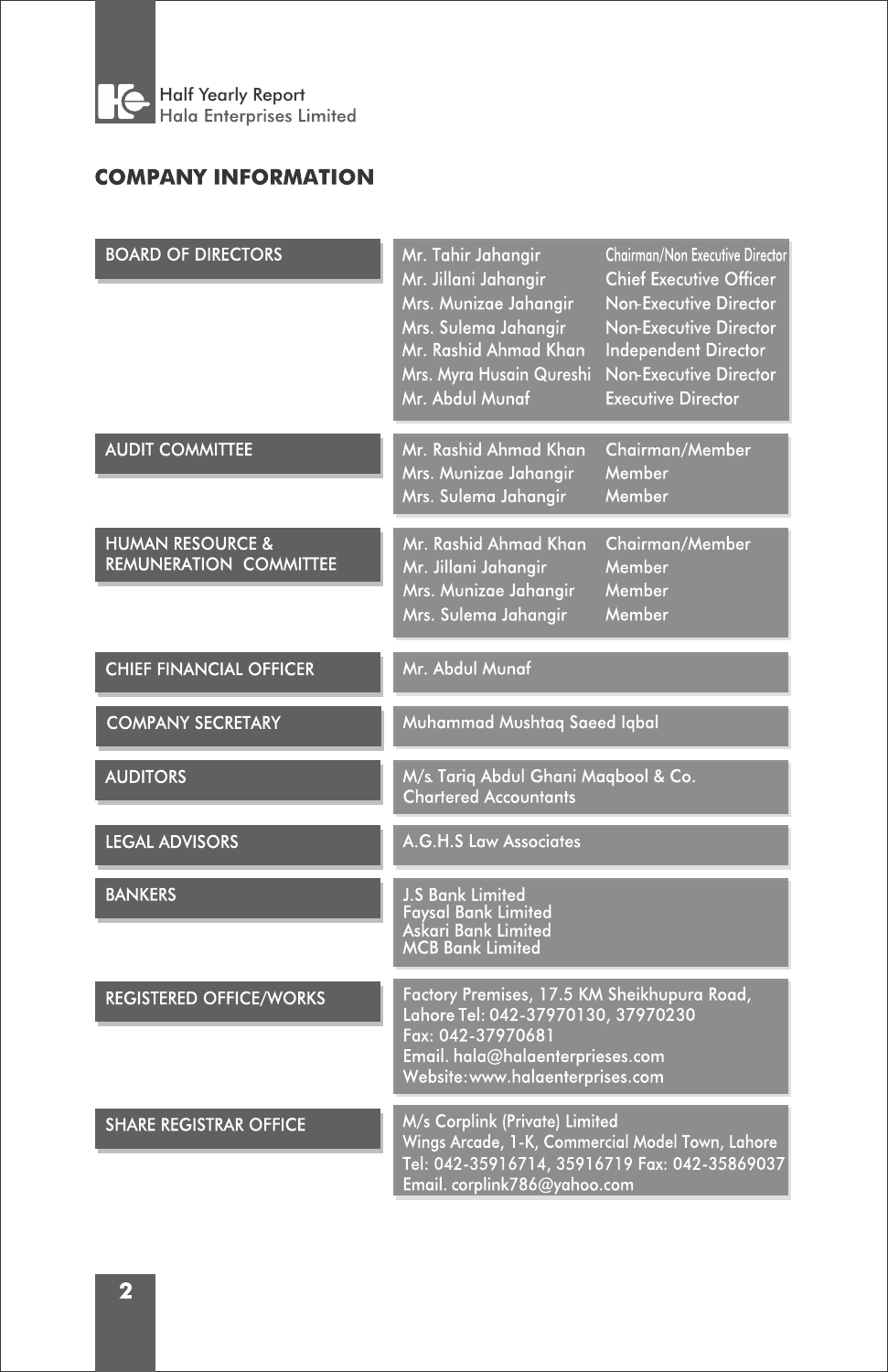## COMPANY INFORMATION

| | | |
|---|---|---|
| BOARD OF DIRECTORS | Mr. Tahir Jahangir | Chairman/Non Executive Director |
| | Mr. Jillani Jahangir | Chief Executive Officer |
| | Mrs. Munizae Jahangir | Non-Executive Director |
| | Mrs. Sulema Jahangir | Non-Executive Director |
| | Mr. Rashid Ahmad Khan | Independent Director |
| | Mrs. Myra Husain Qureshi | Non-Executive Director |
| | Mr. Abdul Munaf | Executive Director |
| AUDIT COMMITTEE | Mr. Rashid Ahmad Khan | Chairman/Member |
| | Mrs. Munizae Jahangir | Member |
| | Mrs. Sulema Jahangir | Member |
| HUMAN RESOURCE & REMUNERATION COMMITTEE | Mr. Rashid Ahmad Khan | Chairman/Member |
| | Mr. Jillani Jahangir | Member |
| | Mrs. Munizae Jahangir | Member |
| | Mrs. Sulema Jahangir | Member |
| CHIEF FINANCIAL OFFICER | Mr. Abdul Munaf | |
| COMPANY SECRETARY | Muhammad Mushtaq Saeed Iqbal | |
| AUDITORS | M/s. Tariq Abdul Ghani Maqbool & Co. Chartered Accountants | |
| LEGAL ADVISORS | A.G.H.S Law Associates | |
| BANKERS | J.S Bank Limited<br>Faysal Bank Limited<br>Askari Bank Limited<br>MCB Bank Limited | |
| REGISTERED OFFICE/WORKS | Factory Premises, 17.5 KM Sheikhupura Road, Lahore Tel: 042-37970130, 37970230<br>Fax: 042-37970681<br>Email. hala@halaenterprieses.com<br>Website: www.halaenterprises.com | |
| SHARE REGISTRAR OFFICE | M/s Corplink (Private) Limited<br>Wings Arcade, 1-K, Commercial Model Town, Lahore<br>Tel: 042-35916714, 35916719 Fax: 042-35869037<br>Email. corplink786@yahoo.com | |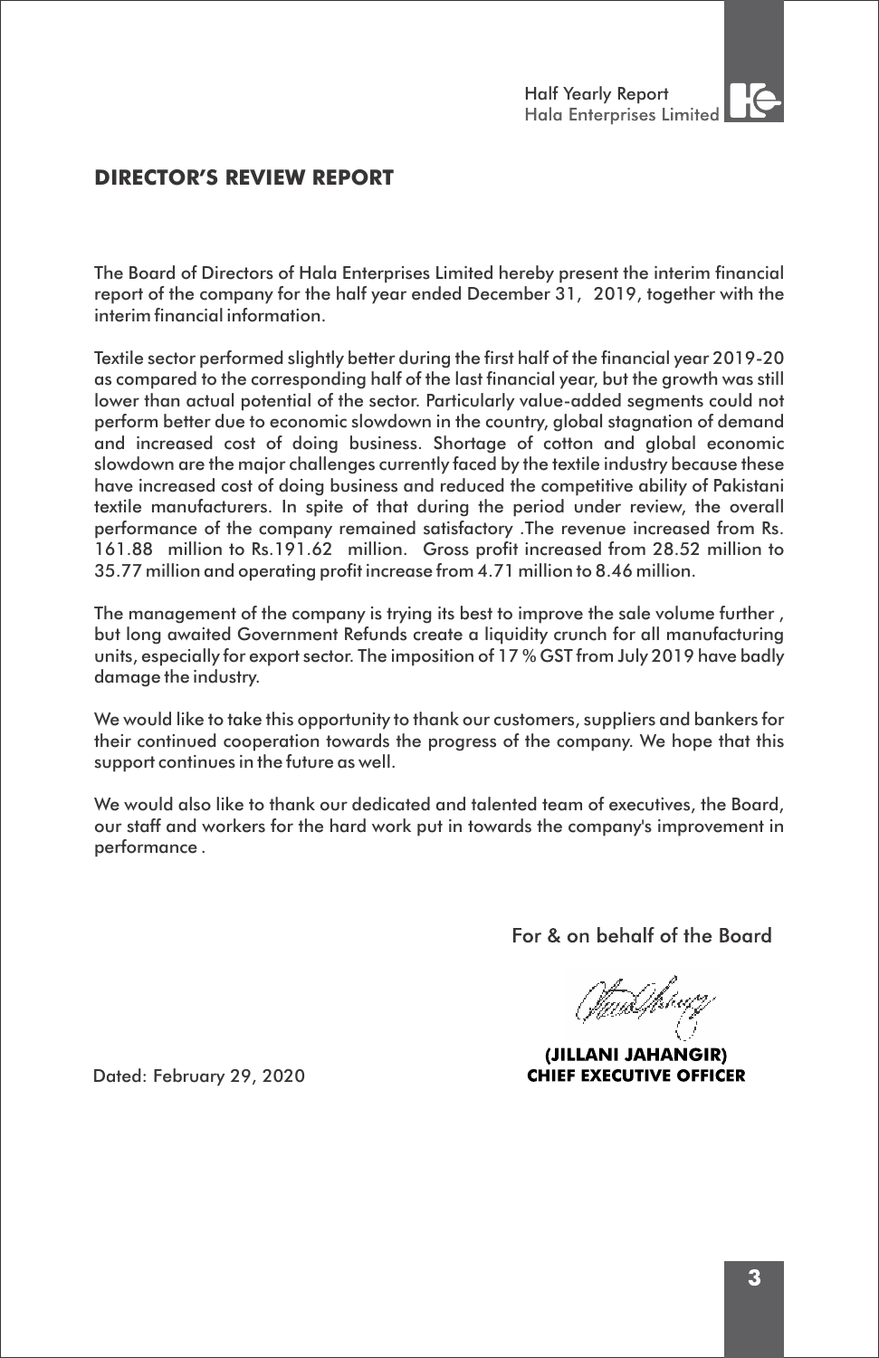## DIRECTOR'S REVIEW REPORT

The Board of Directors of Hala Enterprises Limited hereby present the interim financial report of the company for the half year ended December 31, 2019, together with the interim financial information.

Textile sector performed slightly better during the first half of the financial year 2019-20 as compared to the corresponding half of the last financial year, but the growth was still lower than actual potential of the sector. Particularly value-added segments could not perform better due to economic slowdown in the country, global stagnation of demand and increased cost of doing business. Shortage of cotton and global economic slowdown are the major challenges currently faced by the textile industry because these have increased cost of doing business and reduced the competitive ability of Pakistani textile manufacturers. In spite of that during the period under review, the overall performance of the company remained satisfactory .The revenue increased from Rs. 161.88 million to Rs.191.62 million. Gross profit increased from 28.52 million to 35.77 million and operating profit increase from 4.71 million to 8.46 million.

The management of the company is trying its best to improve the sale volume further , but long awaited Government Refunds create a liquidity crunch for all manufacturing units, especially for export sector. The imposition of 17 % GST from July 2019 have badly damage the industry.

We would like to take this opportunity to thank our customers, suppliers and bankers for their continued cooperation towards the progress of the company. We hope that this support continues in the future as well.

We would also like to thank our dedicated and talented team of executives, the Board, our staff and workers for the hard work put in towards the company's improvement in performance .

For & on behalf of the Board

**(JILLANI JAHANGIR)**
**CHIEF EXECUTIVE OFFICER**

Dated: February 29, 2020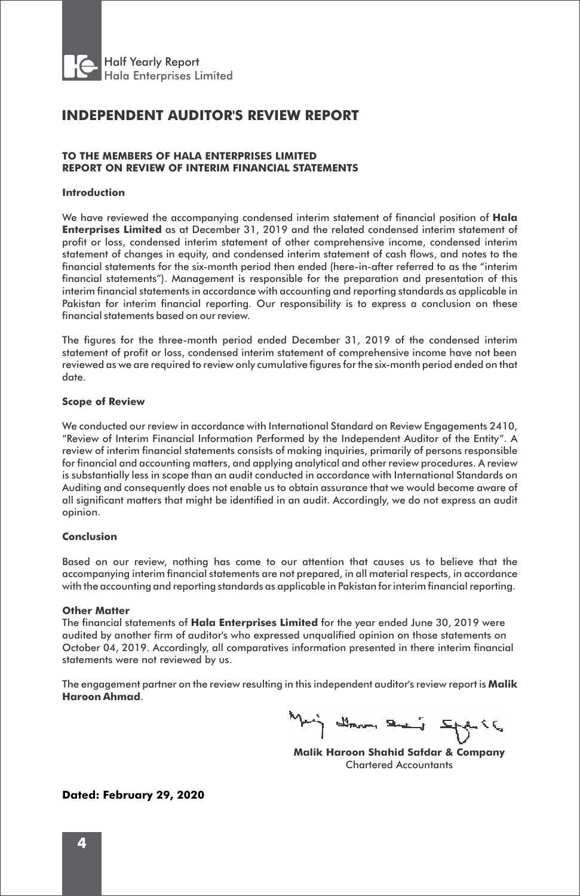# INDEPENDENT AUDITOR'S REVIEW REPORT

**TO THE MEMBERS OF HALA ENTERPRISES LIMITED**
**REPORT ON REVIEW OF INTERIM FINANCIAL STATEMENTS**

**Introduction**

We have reviewed the accompanying condensed interim statement of financial position of **Hala Enterprises Limited** as at December 31, 2019 and the related condensed interim statement of profit or loss, condensed interim statement of other comprehensive income, condensed interim statement of changes in equity, and condensed interim statement of cash flows, and notes to the financial statements for the six-month period then ended (here-in-after referred to as the "interim financial statements"). Management is responsible for the preparation and presentation of this interim financial statements in accordance with accounting and reporting standards as applicable in Pakistan for interim financial reporting. Our responsibility is to express a conclusion on these financial statements based on our review.

The figures for the three-month period ended December 31, 2019 of the condensed interim statement of profit or loss, condensed interim statement of comprehensive income have not been reviewed as we are required to review only cumulative figures for the six-month period ended on that date.

**Scope of Review**

We conducted our review in accordance with International Standard on Review Engagements 2410, "Review of Interim Financial Information Performed by the Independent Auditor of the Entity". A review of interim financial statements consists of making inquiries, primarily of persons responsible for financial and accounting matters, and applying analytical and other review procedures. A review is substantially less in scope than an audit conducted in accordance with International Standards on Auditing and consequently does not enable us to obtain assurance that we would become aware of all significant matters that might be identified in an audit. Accordingly, we do not express an audit opinion.

**Conclusion**

Based on our review, nothing has come to our attention that causes us to believe that the accompanying interim financial statements are not prepared, in all material respects, in accordance with the accounting and reporting standards as applicable in Pakistan for interim financial reporting.

**Other Matter**

The financial statements of **Hala Enterprises Limited** for the year ended June 30, 2019 were audited by another firm of auditor's who expressed unqualified opinion on those statements on October 04, 2019. Accordingly, all comparatives information presented in there interim financial statements were not reviewed by us.

The engagement partner on the review resulting in this independent auditor's review report is **Malik Haroon Ahmad**.

**Malik Haroon Shahid Safdar & Company**
Chartered Accountants

**Dated: February 29, 2020**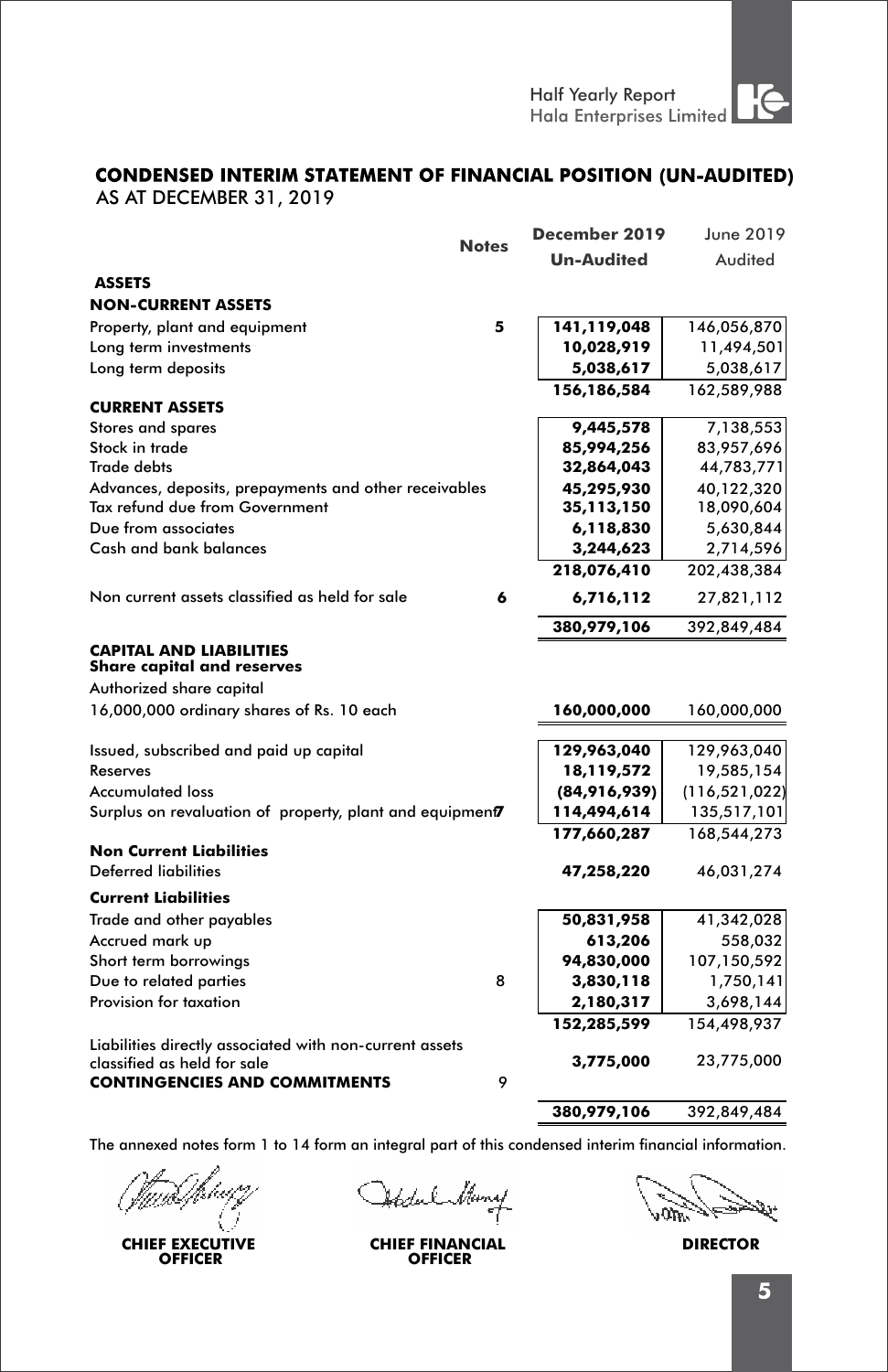## CONDENSED INTERIM STATEMENT OF FINANCIAL POSITION (UN-AUDITED)

AS AT DECEMBER 31, 2019

| | Notes | December 2019 Un-Audited | June 2019 Audited |
|---|---|---|---|
| **ASSETS** | | | |
| **NON-CURRENT ASSETS** | | | |
| Property, plant and equipment | 5 | **141,119,048** | 146,056,870 |
| Long term investments | | **10,028,919** | 11,494,501 |
| Long term deposits | | **5,038,617** | 5,038,617 |
| | | **156,186,584** | 162,589,988 |
| **CURRENT ASSETS** | | | |
| Stores and spares | | **9,445,578** | 7,138,553 |
| Stock in trade | | **85,994,256** | 83,957,696 |
| Trade debts | | **32,864,043** | 44,783,771 |
| Advances, deposits, prepayments and other receivables | | **45,295,930** | 40,122,320 |
| Tax refund due from Government | | **35,113,150** | 18,090,604 |
| Due from associates | | **6,118,830** | 5,630,844 |
| Cash and bank balances | | **3,244,623** | 2,714,596 |
| | | **218,076,410** | 202,438,384 |
| Non current assets classified as held for sale | 6 | **6,716,112** | 27,821,112 |
| | | **380,979,106** | 392,849,484 |
| **CAPITAL AND LIABILITIES** | | | |
| **Share capital and reserves** | | | |
| Authorized share capital | | | |
| 16,000,000 ordinary shares of Rs. 10 each | | **160,000,000** | 160,000,000 |
| Issued, subscribed and paid up capital | | **129,963,040** | 129,963,040 |
| Reserves | | **18,119,572** | 19,585,154 |
| Accumulated loss | | **(84,916,939)** | (116,521,022) |
| Surplus on revaluation of property, plant and equipment | 7 | **114,494,614** | 135,517,101 |
| | | **177,660,287** | 168,544,273 |
| **Non Current Liabilities** | | | |
| Deferred liabilities | | **47,258,220** | 46,031,274 |
| **Current Liabilities** | | | |
| Trade and other payables | | **50,831,958** | 41,342,028 |
| Accrued mark up | | **613,206** | 558,032 |
| Short term borrowings | | **94,830,000** | 107,150,592 |
| Due to related parties | 8 | **3,830,118** | 1,750,141 |
| Provision for taxation | | **2,180,317** | 3,698,144 |
| | | **152,285,599** | 154,498,937 |
| Liabilities directly associated with non-current assets classified as held for sale | | **3,775,000** | 23,775,000 |
| **CONTINGENCIES AND COMMITMENTS** | 9 | | |
| | | **380,979,106** | 392,849,484 |

The annexed notes form 1 to 14 form an integral part of this condensed interim financial information.

| **CHIEF EXECUTIVE OFFICER** | **CHIEF FINANCIAL OFFICER** | **DIRECTOR** |
|---|---|---|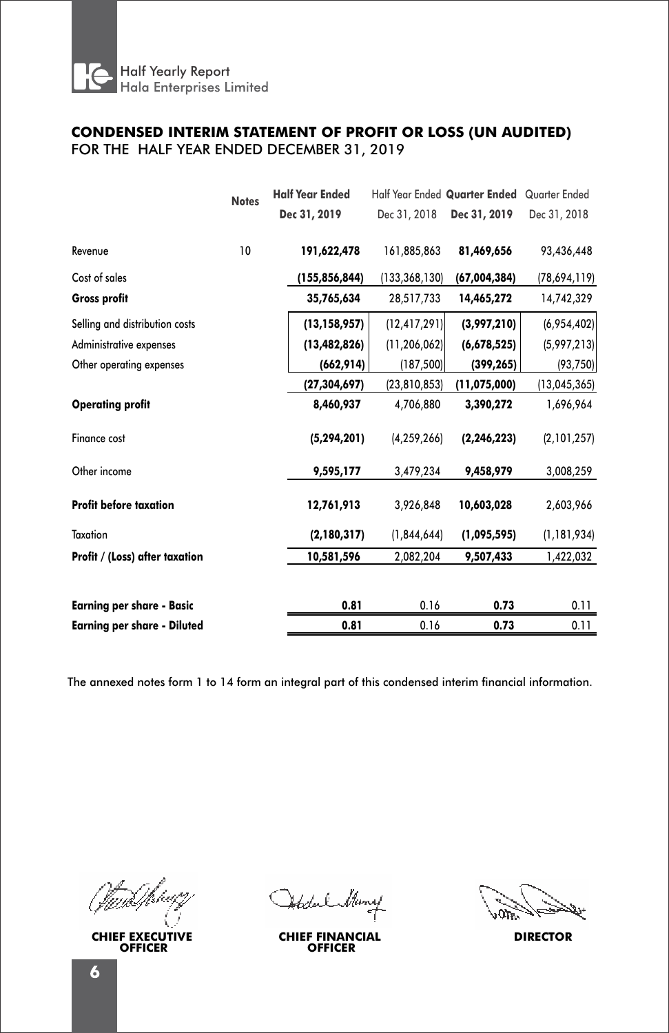## CONDENSED INTERIM STATEMENT OF PROFIT OR LOSS (UN AUDITED)
FOR THE HALF YEAR ENDED DECEMBER 31, 2019

| | Notes | Half Year Ended Dec 31, 2019 | Half Year Ended Dec 31, 2018 | Quarter Ended Dec 31, 2019 | Quarter Ended Dec 31, 2018 |
|---|---|---|---|---|---|
| Revenue | 10 | **191,622,478** | 161,885,863 | **81,469,656** | 93,436,448 |
| Cost of sales | | **(155,856,844)** | (133,368,130) | **(67,004,384)** | (78,694,119) |
| **Gross profit** | | **35,765,634** | 28,517,733 | **14,465,272** | 14,742,329 |
| Selling and distribution costs | | **(13,158,957)** | (12,417,291) | **(3,997,210)** | (6,954,402) |
| Administrative expenses | | **(13,482,826)** | (11,206,062) | **(6,678,525)** | (5,997,213) |
| Other operating expenses | | **(662,914)** | (187,500) | **(399,265)** | (93,750) |
| | | **(27,304,697)** | (23,810,853) | **(11,075,000)** | (13,045,365) |
| **Operating profit** | | **8,460,937** | 4,706,880 | **3,390,272** | 1,696,964 |
| Finance cost | | **(5,294,201)** | (4,259,266) | **(2,246,223)** | (2,101,257) |
| Other income | | **9,595,177** | 3,479,234 | **9,458,979** | 3,008,259 |
| **Profit before taxation** | | **12,761,913** | 3,926,848 | **10,603,028** | 2,603,966 |
| Taxation | | **(2,180,317)** | (1,844,644) | **(1,095,595)** | (1,181,934) |
| **Profit / (Loss) after taxation** | | **10,581,596** | 2,082,204 | **9,507,433** | 1,422,032 |
| **Earning per share - Basic** | | **0.81** | 0.16 | **0.73** | 0.11 |
| **Earning per share - Diluted** | | **0.81** | 0.16 | **0.73** | 0.11 |

The annexed notes form 1 to 14 form an integral part of this condensed interim financial information.

**CHIEF EXECUTIVE OFFICER** | **CHIEF FINANCIAL OFFICER** | **DIRECTOR**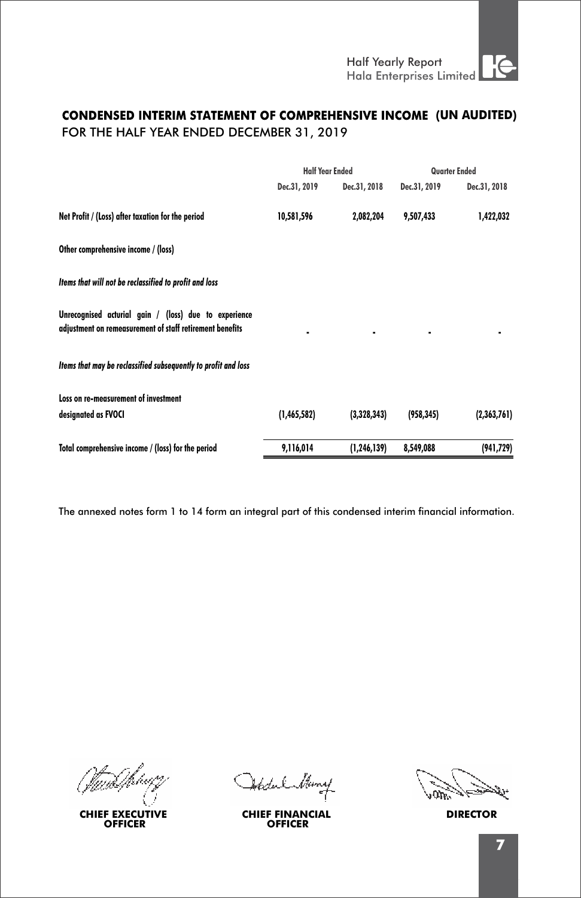# CONDENSED INTERIM STATEMENT OF COMPREHENSIVE INCOME (UN AUDITED)

FOR THE HALF YEAR ENDED DECEMBER 31, 2019

| | Half Year Ended | | Quarter Ended | |
|---|---|---|---|---|
| | Dec.31, 2019 | Dec.31, 2018 | Dec.31, 2019 | Dec.31, 2018 |
| **Net Profit / (Loss) after taxation for the period** | 10,581,596 | 2,082,204 | 9,507,433 | 1,422,032 |
| **Other comprehensive income / (loss)** | | | | |
| ***Items that will not be reclassified to profit and loss*** | | | | |
| Unrecognised acturial gain / (loss) due to experience adjustment on remeasurement of staff retirement benefits | - | - | - | - |
| ***Items that may be reclassified subsequently to profit and loss*** | | | | |
| Loss on re-measurement of investment designated as FVOCI | (1,465,582) | (3,328,343) | (958,345) | (2,363,761) |
| **Total comprehensive income / (loss) for the period** | 9,116,014 | (1,246,139) | 8,549,088 | (941,729) |

The annexed notes form 1 to 14 form an integral part of this condensed interim financial information.

**CHIEF EXECUTIVE OFFICER** | **CHIEF FINANCIAL OFFICER** | **DIRECTOR**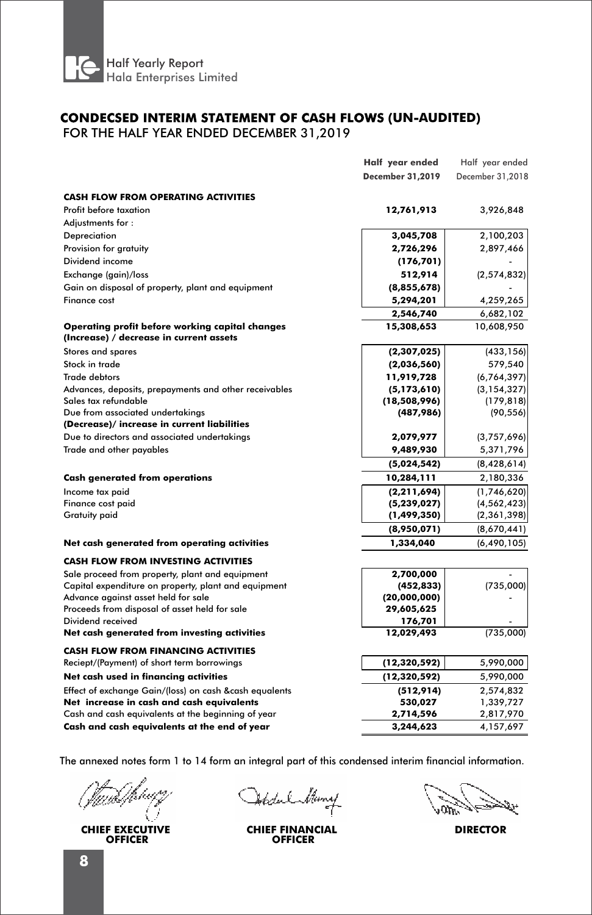# CONDECSED INTERIM STATEMENT OF CASH FLOWS (UN-AUDITED)

FOR THE HALF YEAR ENDED DECEMBER 31,2019

| | **Half year ended December 31,2019** | Half year ended December 31,2018 |
|---|---|---|
| **CASH FLOW FROM OPERATING ACTIVITIES** | | |
| Profit before taxation | **12,761,913** | 3,926,848 |
| Adjustments for : | | |
| Depreciation | **3,045,708** | 2,100,203 |
| Provision for gratuity | **2,726,296** | 2,897,466 |
| Dividend income | **(176,701)** | - |
| Exchange (gain)/loss | **512,914** | (2,574,832) |
| Gain on disposal of property, plant and equipment | **(8,855,678)** | - |
| Finance cost | **5,294,201** | 4,259,265 |
| | **2,546,740** | 6,682,102 |
| **Operating profit before working capital changes** | **15,308,653** | 10,608,950 |
| **(Increase) / decrease in current assets** | | |
| Stores and spares | **(2,307,025)** | (433,156) |
| Stock in trade | **(2,036,560)** | 579,540 |
| Trade debtors | **11,919,728** | (6,764,397) |
| Advances, deposits, prepayments and other receivables | **(5,173,610)** | (3,154,327) |
| Sales tax refundable | **(18,508,996)** | (179,818) |
| Due from associated undertakings | **(487,986)** | (90,556) |
| **(Decrease)/ increase in current liabilities** | | |
| Due to directors and associated undertakings | **2,079,977** | (3,757,696) |
| Trade and other payables | **9,489,930** | 5,371,796 |
| | **(5,024,542)** | (8,428,614) |
| **Cash generated from operations** | **10,284,111** | 2,180,336 |
| Income tax paid | **(2,211,694)** | (1,746,620) |
| Finance cost paid | **(5,239,027)** | (4,562,423) |
| Gratuity paid | **(1,499,350)** | (2,361,398) |
| | **(8,950,071)** | (8,670,441) |
| **Net cash generated from operating activities** | **1,334,040** | (6,490,105) |
| **CASH FLOW FROM INVESTING ACTIVITIES** | | |
| Sale proceed from property, plant and equipment | **2,700,000** | - |
| Capital expenditure on property, plant and equipment | **(452,833)** | (735,000) |
| Advance against asset held for sale | **(20,000,000)** | - |
| Proceeds from disposal of asset held for sale | **29,605,625** | |
| Dividend received | **176,701** | - |
| **Net cash generated from investing activities** | **12,029,493** | (735,000) |
| **CASH FLOW FROM FINANCING ACTIVITIES** | | |
| Reciept/(Payment) of short term borrowings | **(12,320,592)** | 5,990,000 |
| **Net cash used in financing activities** | **(12,320,592)** | 5,990,000 |
| Effect of exchange Gain/(loss) on cash &cash equalents | **(512,914)** | 2,574,832 |
| **Net increase in cash and cash equivalents** | **530,027** | 1,339,727 |
| Cash and cash equivalents at the beginning of year | **2,714,596** | 2,817,970 |
| **Cash and cash equivalents at the end of year** | **3,244,623** | 4,157,697 |

The annexed notes form 1 to 14 form an integral part of this condensed interim financial information.

**CHIEF EXECUTIVE OFFICER** | **CHIEF FINANCIAL OFFICER** | **DIRECTOR**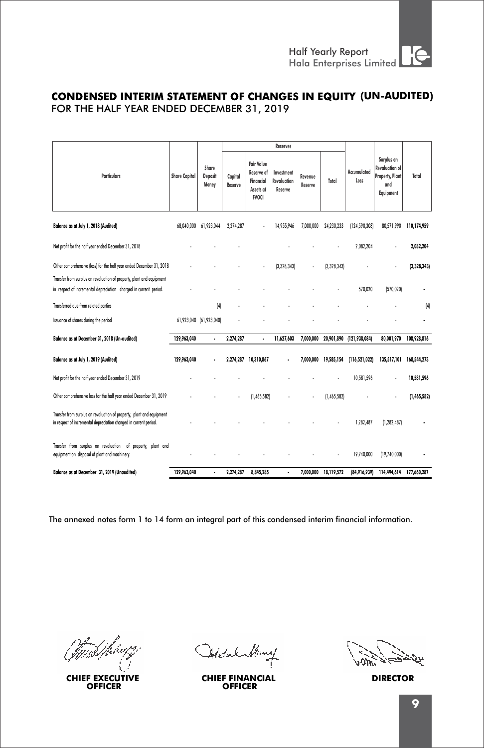# CONDENSED INTERIM STATEMENT OF CHANGES IN EQUITY (UN-AUDITED)
FOR THE HALF YEAR ENDED DECEMBER 31, 2019

| Particulars | Share Capital | Share Deposit Money | Reserves | | | | | Accumulated Loss | Surplus on Revaluation of Property, Plant and Equipment | Total |
|---|---|---|---|---|---|---|---|---|---|---|
| | | | Capital Reserve | Fair Value Reserve of Financial Assets at FVOCI | Investment Revaluation Reserve | Revenue Reserve | Total | | | |
| **Balance as at July 1, 2018 (Audited)** | 68,040,000 | 61,923,044 | 2,274,287 | - | 14,955,946 | 7,000,000 | 24,230,233 | (124,590,308) | 80,571,990 | **110,174,959** |
| Net profit for the half year ended December 31, 2018 | - | - | - | | - | - | - | 2,082,204 | - | **2,082,204** |
| Other comprehensive (loss) for the half year ended December 31, 2018 | - | - | - | - | (3,328,343) | - | (3,328,343) | - | - | **(3,328,343)** |
| Transfer from surplus on revaluation of property, plant and equipment in respect of incremental depreciation charged in current period. | - | - | - | - | - | - | - | 570,020 | (570,020) | - |
| Transferred due from related parties | | (4) | - | - | - | - | - | - | - | (4) |
| Issuance of shares during the period | 61,923,040 | (61,923,040) | - | - | - | - | - | - | - | - |
| **Balance as at December 31, 2018 (Un-audited)** | **129,963,040** | **-** | **2,274,287** | **-** | **11,627,603** | **7,000,000** | **20,901,890** | **(121,938,084)** | **80,001,970** | **108,928,816** |
| **Balance as at July 1, 2019 (Audited)** | **129,963,040** | **-** | **2,274,287** | **10,310,867** | **-** | **7,000,000** | **19,585,154** | **(116,521,022)** | **135,517,101** | **168,544,273** |
| Net profit for the half year ended December 31, 2019 | - | - | - | - | - | - | - | 10,581,596 | - | **10,581,596** |
| Other comprehensive loss for the half year ended December 31, 2019 | - | - | - | (1,465,582) | - | - | (1,465,582) | - | - | **(1,465,582)** |
| Transfer from surplus on revaluation of property, plant and equipment in respect of incremental depreciation charged in current period. | - | - | - | - | - | - | - | 1,282,487 | (1,282,487) | - |
| Transfer from surplus on revaluation of property, plant and equipment on disposal of plant and machinery. | - | - | - | - | - | - | - | 19,740,000 | (19,740,000) | - |
| **Balance as at December 31, 2019 (Unaudited)** | **129,963,040** | **-** | **2,274,287** | **8,845,285** | **-** | **7,000,000** | **18,119,572** | **(84,916,939)** | **114,494,614** | **177,660,287** |

The annexed notes form 1 to 14 form an integral part of this condensed interim financial information.

**CHIEF EXECUTIVE OFFICER** | **CHIEF FINANCIAL OFFICER** | **DIRECTOR**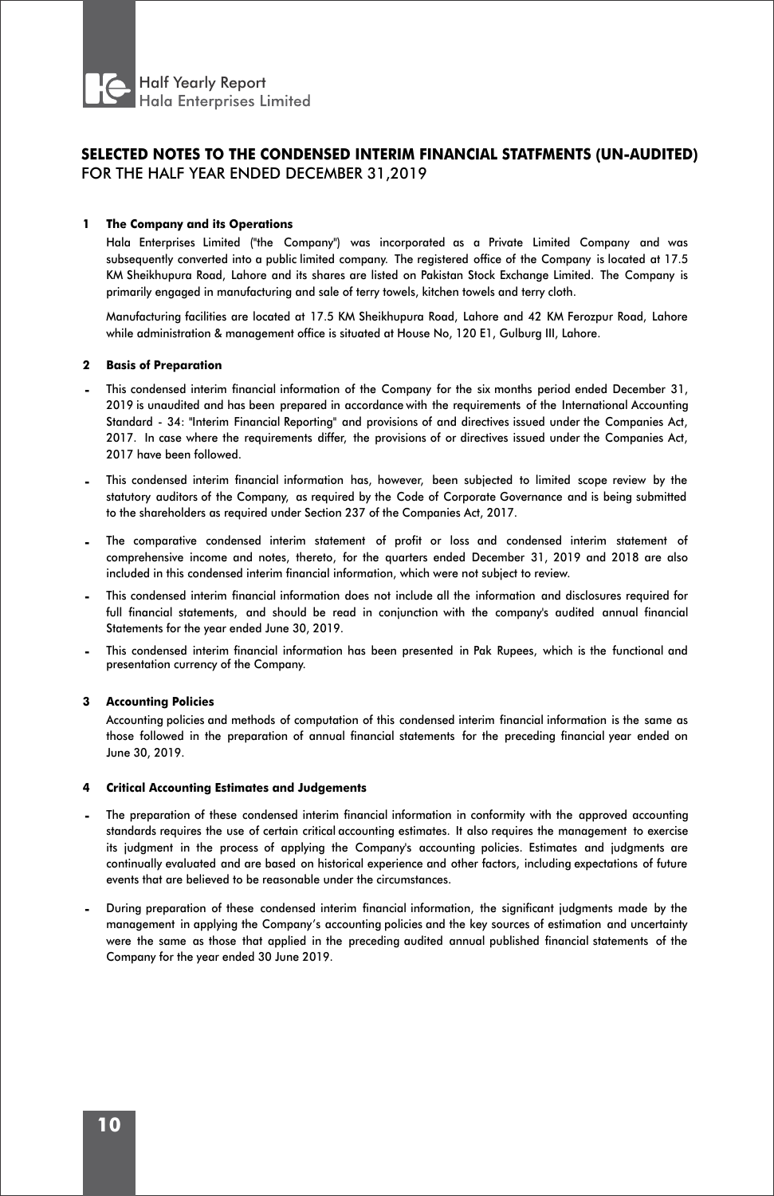## SELECTED NOTES TO THE CONDENSED INTERIM FINANCIAL STATFMENTS (UN-AUDITED)
FOR THE HALF YEAR ENDED DECEMBER 31,2019

### 1 The Company and its Operations

Hala Enterprises Limited ("the Company") was incorporated as a Private Limited Company and was subsequently converted into a public limited company. The registered office of the Company is located at 17.5 KM Sheikhupura Road, Lahore and its shares are listed on Pakistan Stock Exchange Limited. The Company is primarily engaged in manufacturing and sale of terry towels, kitchen towels and terry cloth.

Manufacturing facilities are located at 17.5 KM Sheikhupura Road, Lahore and 42 KM Ferozpur Road, Lahore while administration & management office is situated at House No, 120 E1, Gulburg III, Lahore.

### 2 Basis of Preparation

- This condensed interim financial information of the Company for the six months period ended December 31, 2019 is unaudited and has been prepared in accordance with the requirements of the International Accounting Standard - 34: "Interim Financial Reporting" and provisions of and directives issued under the Companies Act, 2017. In case where the requirements differ, the provisions of or directives issued under the Companies Act, 2017 have been followed.
- This condensed interim financial information has, however, been subjected to limited scope review by the statutory auditors of the Company, as required by the Code of Corporate Governance and is being submitted to the shareholders as required under Section 237 of the Companies Act, 2017.
- The comparative condensed interim statement of profit or loss and condensed interim statement of comprehensive income and notes, thereto, for the quarters ended December 31, 2019 and 2018 are also included in this condensed interim financial information, which were not subject to review.
- This condensed interim financial information does not include all the information and disclosures required for full financial statements, and should be read in conjunction with the company's audited annual financial Statements for the year ended June 30, 2019.
- This condensed interim financial information has been presented in Pak Rupees, which is the functional and presentation currency of the Company.

### 3 Accounting Policies

Accounting policies and methods of computation of this condensed interim financial information is the same as those followed in the preparation of annual financial statements for the preceding financial year ended on June 30, 2019.

### 4 Critical Accounting Estimates and Judgements

- The preparation of these condensed interim financial information in conformity with the approved accounting standards requires the use of certain critical accounting estimates. It also requires the management to exercise its judgment in the process of applying the Company's accounting policies. Estimates and judgments are continually evaluated and are based on historical experience and other factors, including expectations of future events that are believed to be reasonable under the circumstances.
- During preparation of these condensed interim financial information, the significant judgments made by the management in applying the Company's accounting policies and the key sources of estimation and uncertainty were the same as those that applied in the preceding audited annual published financial statements of the Company for the year ended 30 June 2019.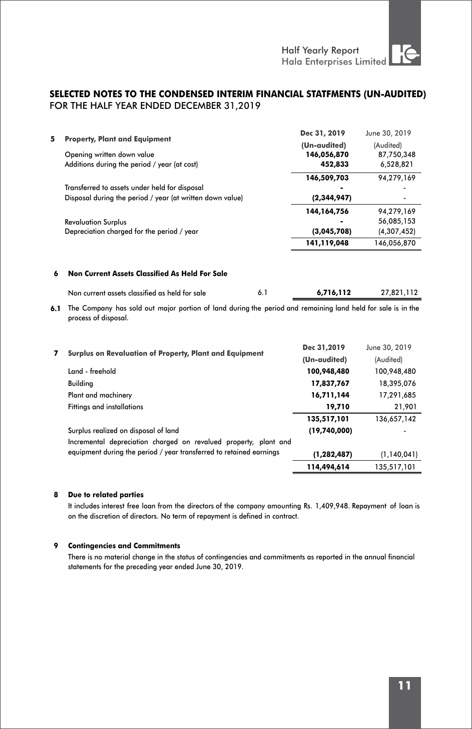## SELECTED NOTES TO THE CONDENSED INTERIM FINANCIAL STATFMENTS (UN-AUDITED)
FOR THE HALF YEAR ENDED DECEMBER 31,2019

| **5 Property, Plant and Equipment** | **Dec 31, 2019** | June 30, 2019 |
|---|---|---|
| | **(Un-audited)** | (Audited) |
| Opening written down value | **146,056,870** | 87,750,348 |
| Additions during the period / year (at cost) | **452,833** | 6,528,821 |
| | **146,509,703** | 94,279,169 |
| Transferred to assets under held for disposal | **-** | - |
| Disposal during the period / year (at written down value) | **(2,344,947)** | - |
| | **144,164,756** | 94,279,169 |
| Revaluation Surplus | **-** | 56,085,153 |
| Depreciation charged for the period / year | **(3,045,708)** | (4,307,452) |
| | **141,119,048** | 146,056,870 |

**6 Non Current Assets Classified As Held For Sale**

| | Note | | |
|---|---|---|---|
| Non current assets classified as held for sale | 6.1 | **6,716,112** | 27,821,112 |

**6.1** The Company has sold out major portion of land during the period and remaining land held for sale is in the process of disposal.

| **7 Surplus on Revaluation of Property, Plant and Equipment** | **Dec 31,2019** | June 30, 2019 |
|---|---|---|
| | **(Un-audited)** | (Audited) |
| Land - freehold | **100,948,480** | 100,948,480 |
| Building | **17,837,767** | 18,395,076 |
| Plant and machinery | **16,711,144** | 17,291,685 |
| Fittings and installations | **19,710** | 21,901 |
| | **135,517,101** | 136,657,142 |
| Surplus realized on disposal of land | **(19,740,000)** | - |
| Incremental depreciation charged on revalued property, plant and equipment during the period / year transferred to retained earnings | **(1,282,487)** | (1,140,041) |
| | **114,494,614** | 135,517,101 |

**8 Due to related parties**

It includes interest free loan from the directors of the company amounting Rs. 1,409,948. Repayment of loan is on the discretion of directors. No term of repayment is defined in contract.

**9 Contingencies and Commitments**

There is no material change in the status of contingencies and commitments as reported in the annual financial statements for the preceding year ended June 30, 2019.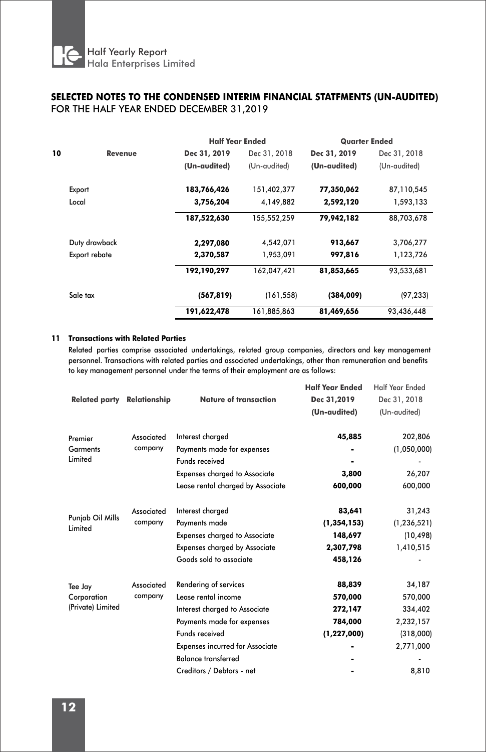## SELECTED NOTES TO THE CONDENSED INTERIM FINANCIAL STATFMENTS (UN-AUDITED)
FOR THE HALF YEAR ENDED DECEMBER 31,2019

| **10 Revenue** | **Half Year Ended** | | **Quarter Ended** | |
|---|---|---|---|---|
| | **Dec 31, 2019 (Un-audited)** | Dec 31, 2018 (Un-audited) | **Dec 31, 2019 (Un-audited)** | Dec 31, 2018 (Un-audited) |
| Export | **183,766,426** | 151,402,377 | **77,350,062** | 87,110,545 |
| Local | **3,756,204** | 4,149,882 | **2,592,120** | 1,593,133 |
| | **187,522,630** | 155,552,259 | **79,942,182** | 88,703,678 |
| Duty drawback | **2,297,080** | 4,542,071 | **913,667** | 3,706,277 |
| Export rebate | **2,370,587** | 1,953,091 | **997,816** | 1,123,726 |
| | **192,190,297** | 162,047,421 | **81,853,665** | 93,533,681 |
| Sale tax | **(567,819)** | (161,558) | **(384,009)** | (97,233) |
| | **191,622,478** | 161,885,863 | **81,469,656** | 93,436,448 |

**11 Transactions with Related Parties**

Related parties comprise associated undertakings, related group companies, directors and key management personnel. Transactions with related parties and associated undertakings, other than remuneration and benefits to key management personnel under the terms of their employment are as follows:

| **Related party** | **Relationship** | **Nature of transaction** | **Half Year Ended Dec 31,2019 (Un-audited)** | Half Year Ended Dec 31, 2018 (Un-audited) |
|---|---|---|---|---|
| Premier Garments Limited | Associated company | Interest charged | **45,885** | 202,806 |
| | | Payments made for expenses | **-** | (1,050,000) |
| | | Funds received | **-** | - |
| | | Expenses charged to Associate | **3,800** | 26,207 |
| | | Lease rental charged by Associate | **600,000** | 600,000 |
| Punjab Oil Mills Limited | Associated company | Interest charged | **83,641** | 31,243 |
| | | Payments made | **(1,354,153)** | (1,236,521) |
| | | Expenses charged to Associate | **148,697** | (10,498) |
| | | Expenses charged by Associate | **2,307,798** | 1,410,515 |
| | | Goods sold to associate | **458,126** | - |
| Tee Jay Corporation (Private) Limited | Associated company | Rendering of services | **88,839** | 34,187 |
| | | Lease rental income | **570,000** | 570,000 |
| | | Interest charged to Associate | **272,147** | 334,402 |
| | | Payments made for expenses | **784,000** | 2,232,157 |
| | | Funds received | **(1,227,000)** | (318,000) |
| | | Expenses incurred for Associate | **-** | 2,771,000 |
| | | Balance transferred | **-** | - |
| | | Creditors / Debtors - net | **-** | 8,810 |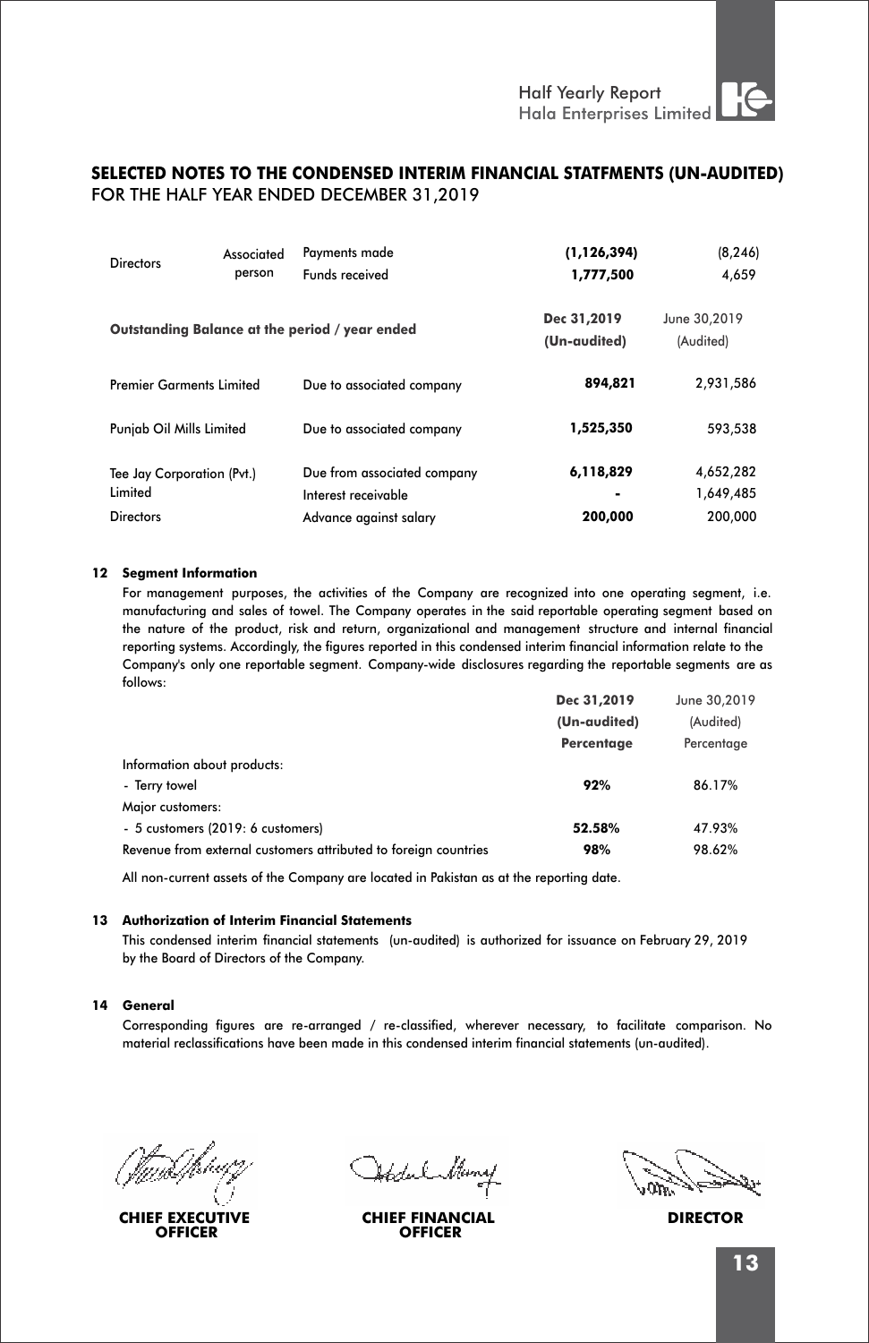## SELECTED NOTES TO THE CONDENSED INTERIM FINANCIAL STATFMENTS (UN-AUDITED)
FOR THE HALF YEAR ENDED DECEMBER 31,2019

| | | | | |
|---|---|---|---|---|
| Directors | Associated person | Payments made | **(1,126,394)** | (8,246) |
| | | Funds received | **1,777,500** | 4,659 |

| Outstanding Balance at the period / year ended | | Dec 31,2019 (Un-audited) | June 30,2019 (Audited) |
|---|---|---|---|
| Premier Garments Limited | Due to associated company | **894,821** | 2,931,586 |
| Punjab Oil Mills Limited | Due to associated company | **1,525,350** | 593,538 |
| Tee Jay Corporation (Pvt.) Limited | Due from associated company | **6,118,829** | 4,652,282 |
| | Interest receivable | **-** | 1,649,485 |
| Directors | Advance against salary | **200,000** | 200,000 |

**12 Segment Information**

For management purposes, the activities of the Company are recognized into one operating segment, i.e. manufacturing and sales of towel. The Company operates in the said reportable operating segment based on the nature of the product, risk and return, organizational and management structure and internal financial reporting systems. Accordingly, the figures reported in this condensed interim financial information relate to the Company's only one reportable segment. Company-wide disclosures regarding the reportable segments are as follows:

| | Dec 31,2019 (Un-audited) Percentage | June 30,2019 (Audited) Percentage |
|---|---|---|
| Information about products: | | |
| - Terry towel | **92%** | 86.17% |
| Major customers: | | |
| - 5 customers (2019: 6 customers) | **52.58%** | 47.93% |
| Revenue from external customers attributed to foreign countries | **98%** | 98.62% |

All non-current assets of the Company are located in Pakistan as at the reporting date.

**13 Authorization of Interim Financial Statements**

This condensed interim financial statements (un-audited) is authorized for issuance on February 29, 2019 by the Board of Directors of the Company.

**14 General**

Corresponding figures are re-arranged / re-classified, wherever necessary, to facilitate comparison. No material reclassifications have been made in this condensed interim financial statements (un-audited).

**CHIEF EXECUTIVE OFFICER** | **CHIEF FINANCIAL OFFICER** | **DIRECTOR**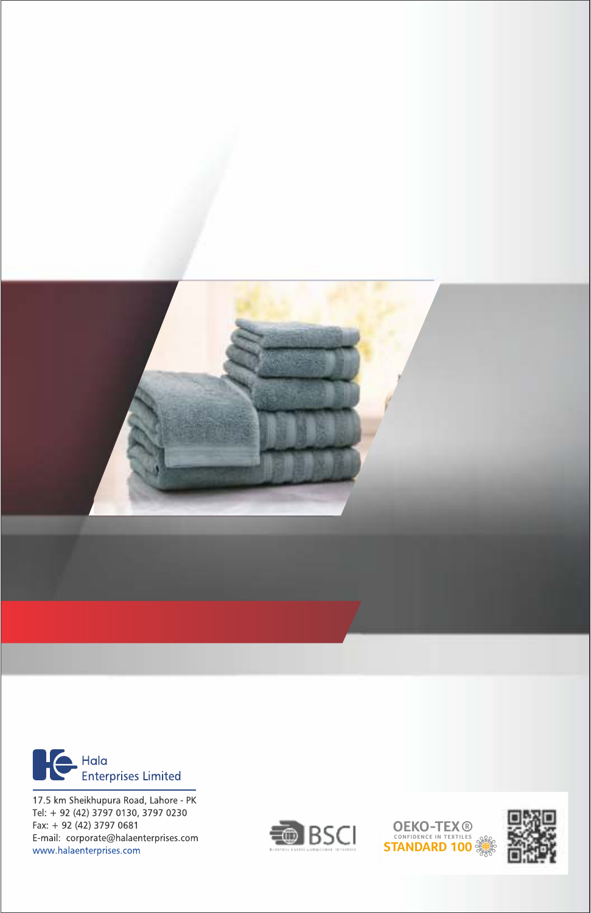Hala
Enterprises Limited

17.5 km Sheikhupura Road, Lahore - PK
Tel: + 92 (42) 3797 0130, 3797 0230
Fax: + 92 (42) 3797 0681
E-mail: corporate@halaenterprises.com
www.halaenterprises.com

BSCI

OEKO-TEX®
CONFIDENCE IN TEXTILES
STANDARD 100